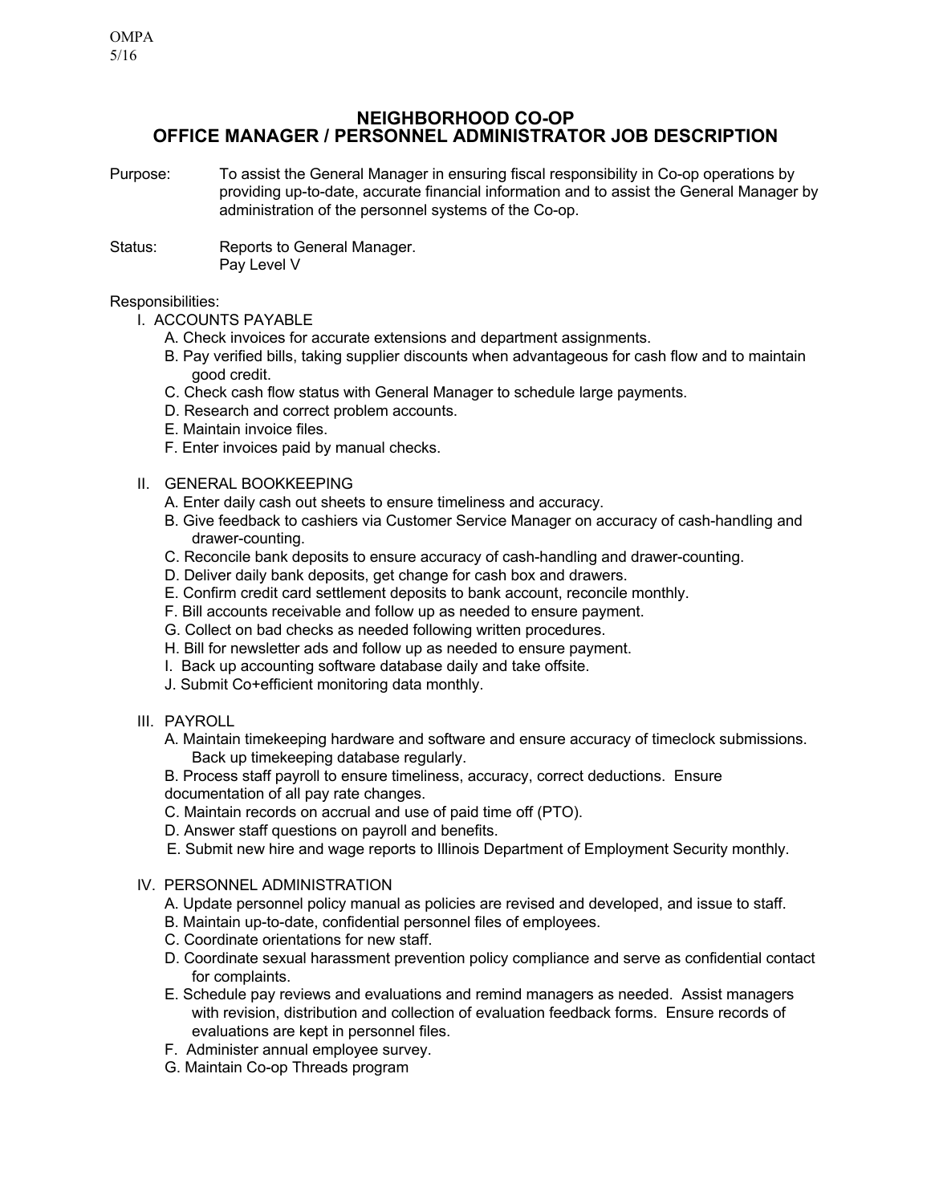OMPA
5/16

# NEIGHBORHOOD CO-OP
## OFFICE MANAGER / PERSONNEL ADMINISTRATOR JOB DESCRIPTION

Purpose: To assist the General Manager in ensuring fiscal responsibility in Co-op operations by providing up-to-date, accurate financial information and to assist the General Manager by administration of the personnel systems of the Co-op.

Status: Reports to General Manager.
Pay Level V

Responsibilities:

I. ACCOUNTS PAYABLE
   - A. Check invoices for accurate extensions and department assignments.
   - B. Pay verified bills, taking supplier discounts when advantageous for cash flow and to maintain good credit.
   - C. Check cash flow status with General Manager to schedule large payments.
   - D. Research and correct problem accounts.
   - E. Maintain invoice files.
   - F. Enter invoices paid by manual checks.

II. GENERAL BOOKKEEPING
   - A. Enter daily cash out sheets to ensure timeliness and accuracy.
   - B. Give feedback to cashiers via Customer Service Manager on accuracy of cash-handling and drawer-counting.
   - C. Reconcile bank deposits to ensure accuracy of cash-handling and drawer-counting.
   - D. Deliver daily bank deposits, get change for cash box and drawers.
   - E. Confirm credit card settlement deposits to bank account, reconcile monthly.
   - F. Bill accounts receivable and follow up as needed to ensure payment.
   - G. Collect on bad checks as needed following written procedures.
   - H. Bill for newsletter ads and follow up as needed to ensure payment.
   - I. Back up accounting software database daily and take offsite.
   - J. Submit Co+efficient monitoring data monthly.

III. PAYROLL
   - A. Maintain timekeeping hardware and software and ensure accuracy of timeclock submissions. Back up timekeeping database regularly.
   - B. Process staff payroll to ensure timeliness, accuracy, correct deductions. Ensure documentation of all pay rate changes.
   - C. Maintain records on accrual and use of paid time off (PTO).
   - D. Answer staff questions on payroll and benefits.
   - E. Submit new hire and wage reports to Illinois Department of Employment Security monthly.

IV. PERSONNEL ADMINISTRATION
   - A. Update personnel policy manual as policies are revised and developed, and issue to staff.
   - B. Maintain up-to-date, confidential personnel files of employees.
   - C. Coordinate orientations for new staff.
   - D. Coordinate sexual harassment prevention policy compliance and serve as confidential contact for complaints.
   - E. Schedule pay reviews and evaluations and remind managers as needed. Assist managers with revision, distribution and collection of evaluation feedback forms. Ensure records of evaluations are kept in personnel files.
   - F. Administer annual employee survey.
   - G. Maintain Co-op Threads program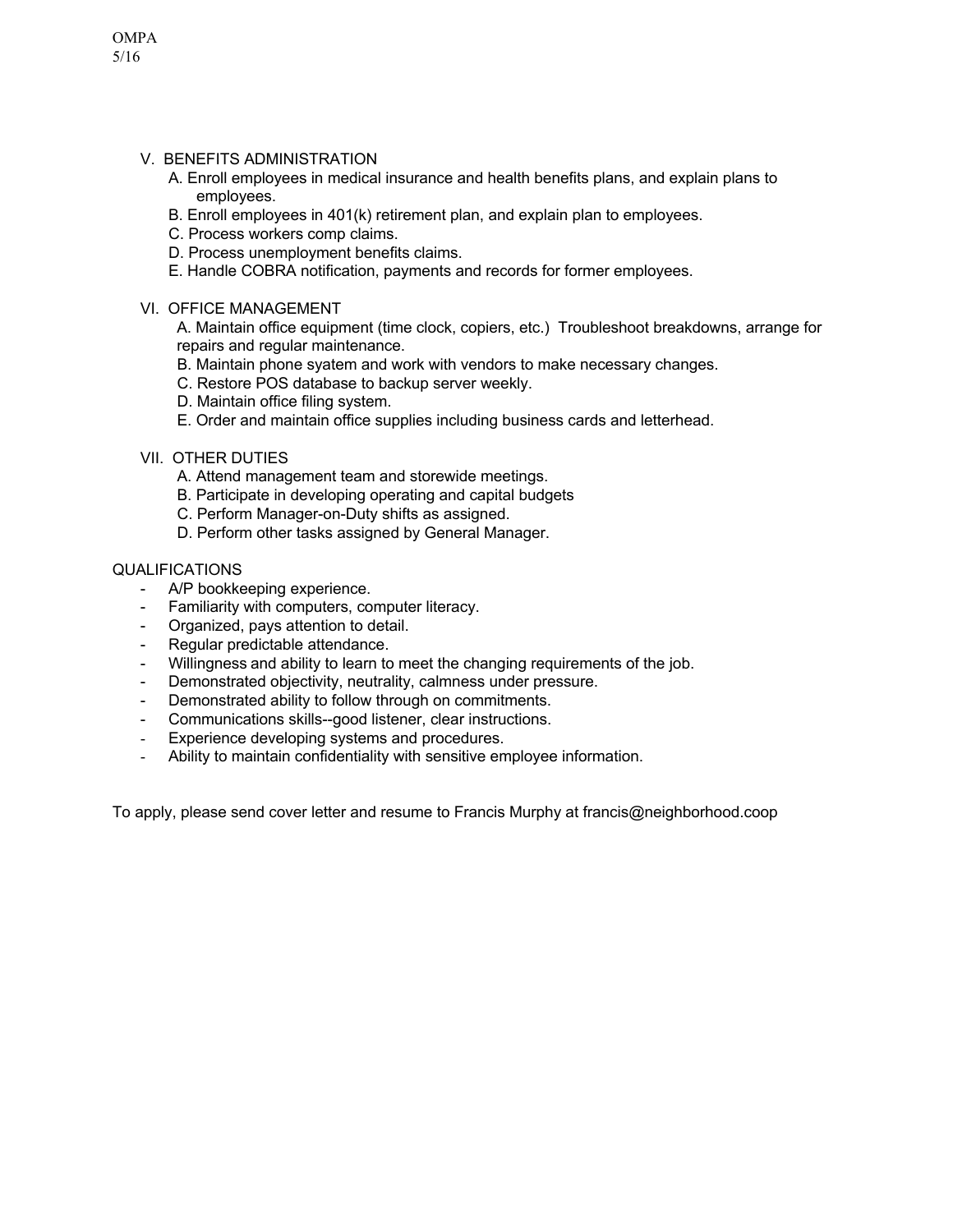V. BENEFITS ADMINISTRATION

A. Enroll employees in medical insurance and health benefits plans, and explain plans to employees.
B. Enroll employees in 401(k) retirement plan, and explain plan to employees.
C. Process workers comp claims.
D. Process unemployment benefits claims.
E. Handle COBRA notification, payments and records for former employees.

VI. OFFICE MANAGEMENT

A. Maintain office equipment (time clock, copiers, etc.) Troubleshoot breakdowns, arrange for repairs and regular maintenance.
B. Maintain phone syatem and work with vendors to make necessary changes.
C. Restore POS database to backup server weekly.
D. Maintain office filing system.
E. Order and maintain office supplies including business cards and letterhead.

VII. OTHER DUTIES

A. Attend management team and storewide meetings.
B. Participate in developing operating and capital budgets
C. Perform Manager-on-Duty shifts as assigned.
D. Perform other tasks assigned by General Manager.

QUALIFICATIONS

- A/P bookkeeping experience.
- Familiarity with computers, computer literacy.
- Organized, pays attention to detail.
- Regular predictable attendance.
- Willingness and ability to learn to meet the changing requirements of the job.
- Demonstrated objectivity, neutrality, calmness under pressure.
- Demonstrated ability to follow through on commitments.
- Communications skills--good listener, clear instructions.
- Experience developing systems and procedures.
- Ability to maintain confidentiality with sensitive employee information.

To apply, please send cover letter and resume to Francis Murphy at francis@neighborhood.coop